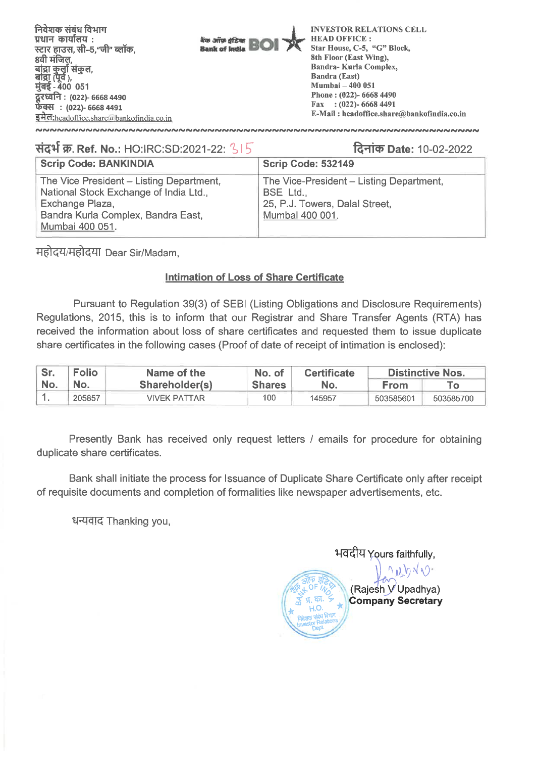निवेशक संबंध विभाग
प्रधान कार्यालय :
स्टार हाउस, सी–5,"जी" ब्लॉक,
8वी मंजिल,
बांद्रा कुर्ला संकुल,
बांद्रा (पूर्व ),
मुंबई - 400 051
दूरध्वनि : (022)- 6668 4490
फेक्स : (022)- 6668 4491
इमेल:headoffice.share@bankofindia.co.in

बैंक ऑफ इंडिया Bank of India BOI

INVESTOR RELATIONS CELL
HEAD OFFICE :
Star House, C-5, "G" Block,
8th Floor (East Wing),
Bandra- Kurla Complex,
Bandra (East)
Mumbai – 400 051
Phone : (022)- 6668 4490
Fax : (022)- 6668 4491
E-Mail : headoffice.share@bankofindia.co.in

**संदर्भ क्र. Ref. No.:** HO:IRC:SD:2021-22: 315 **दिनांक Date:** 10-02-2022

| Scrip Code: BANKINDIA | Scrip Code: 532149 |
|---|---|
| The Vice President – Listing Department, National Stock Exchange of India Ltd., Exchange Plaza, Bandra Kurla Complex, Bandra East, Mumbai 400 051. | The Vice-President – Listing Department, BSE Ltd., 25, P.J. Towers, Dalal Street, Mumbai 400 001. |

महोदय/महोदया Dear Sir/Madam,

**Intimation of Loss of Share Certificate**

Pursuant to Regulation 39(3) of SEBI (Listing Obligations and Disclosure Requirements) Regulations, 2015, this is to inform that our Registrar and Share Transfer Agents (RTA) has received the information about loss of share certificates and requested them to issue duplicate share certificates in the following cases (Proof of date of receipt of intimation is enclosed):

| Sr. No. | Folio No. | Name of the Shareholder(s) | No. of Shares | Certificate No. | Distinctive Nos. | |
|---|---|---|---|---|---|---|
| | | | | | From | To |
| 1. | 205857 | VIVEK PATTAR | 100 | 145957 | 503585601 | 503585700 |

Presently Bank has received only request letters / emails for procedure for obtaining duplicate share certificates.

Bank shall initiate the process for Issuance of Duplicate Share Certificate only after receipt of requisite documents and completion of formalities like newspaper advertisements, etc.

धन्यवाद Thanking you,

भवदीय Yours faithfully,

(Rajesh V Upadhya)
**Company Secretary**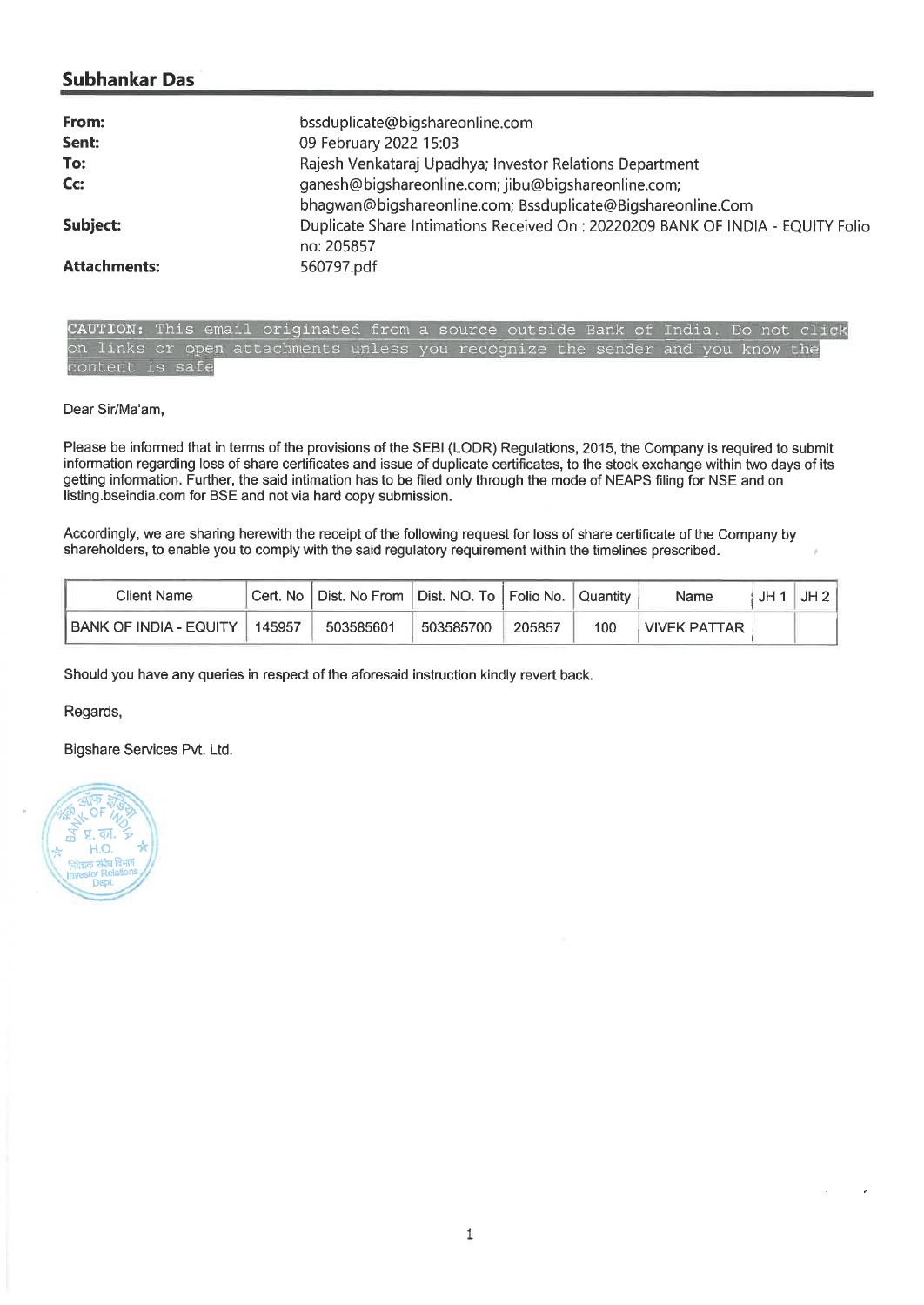## Subhankar Das

| | |
|---|---|
| **From:** | bssduplicate@bigshareonline.com |
| **Sent:** | 09 February 2022 15:03 |
| **To:** | Rajesh Venkataraj Upadhya; Investor Relations Department |
| **Cc:** | ganesh@bigshareonline.com; jibu@bigshareonline.com; bhagwan@bigshareonline.com; Bssduplicate@Bigshareonline.Com |
| **Subject:** | Duplicate Share Intimations Received On : 20220209 BANK OF INDIA - EQUITY Folio no: 205857 |
| **Attachments:** | 560797.pdf |

CAUTION: This email originated from a source outside Bank of India. Do not click on links or open attachments unless you recognize the sender and you know the content is safe

Dear Sir/Ma'am,

Please be informed that in terms of the provisions of the SEBI (LODR) Regulations, 2015, the Company is required to submit information regarding loss of share certificates and issue of duplicate certificates, to the stock exchange within two days of its getting information. Further, the said intimation has to be filed only through the mode of NEAPS filing for NSE and on listing.bseindia.com for BSE and not via hard copy submission.

Accordingly, we are sharing herewith the receipt of the following request for loss of share certificate of the Company by shareholders, to enable you to comply with the said regulatory requirement within the timelines prescribed.

| Client Name | Cert. No | Dist. No From | Dist. NO. To | Folio No. | Quantity | Name | JH 1 | JH 2 |
|---|---|---|---|---|---|---|---|---|
| BANK OF INDIA - EQUITY | 145957 | 503585601 | 503585700 | 205857 | 100 | VIVEK PATTAR | | |

Should you have any queries in respect of the aforesaid instruction kindly revert back.

Regards,

Bigshare Services Pvt. Ltd.

बैंक ऑफ इंडिया / BANK OF INDIA
प्र. का. / H.O.
निवेशक संबंध विभाग / Investor Relations Dept.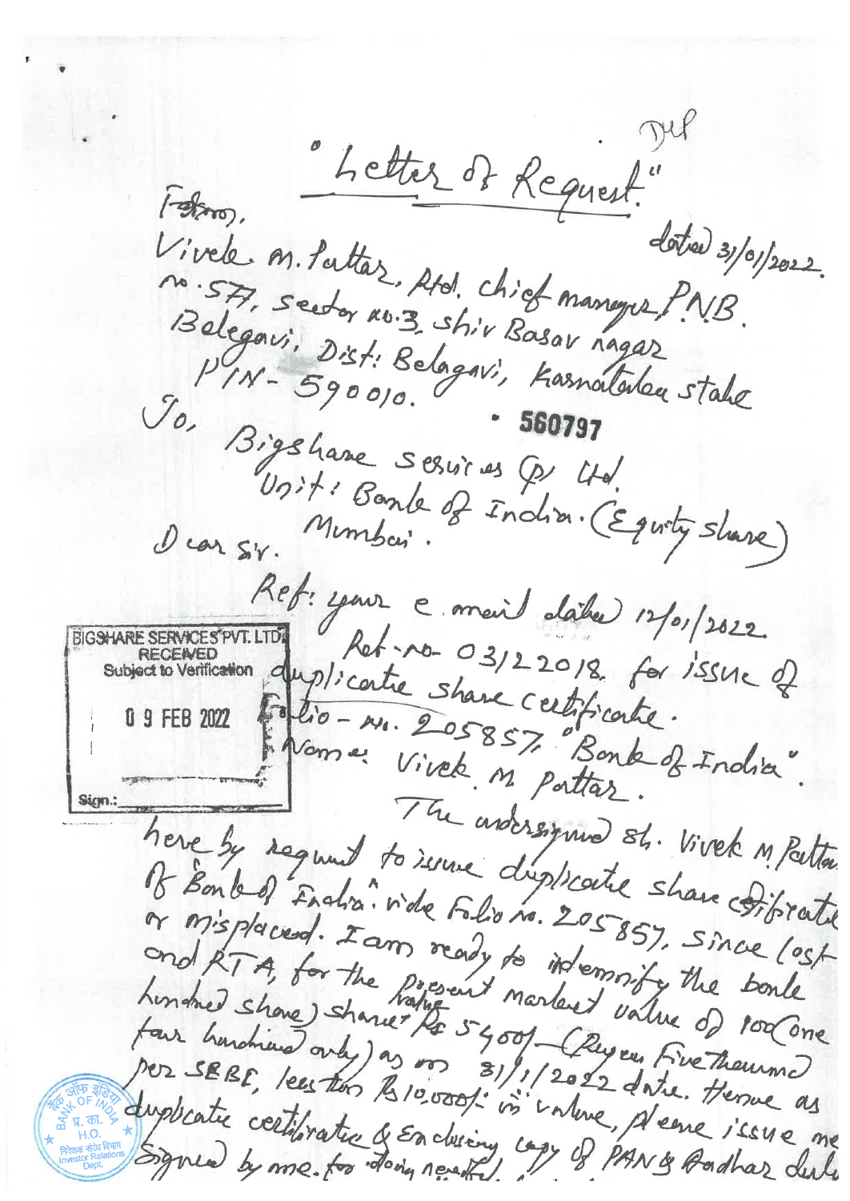DUP

# "Letter of Request."

From, dated 31/01/2022.

Vivek M. Pattar, Rtd. chief manager, PNB.
No. 571, Sector no. 3, Shiv Basav nagar
Belagavi, Dist: Belagavi, Karnataka state
PIN - 590010.

560797

To,
Bigshare services (P) Ltd.
Unit: Bank of India. (Equity share)
Mumbai.

Dear Sir.

Ref: your e.mail dated 12/01/2022.
Ref. no. 0312 2018. for issue of duplicate share certificate.
Folio - no. 205857. "Bank of India".
Name: Vivek. M Pattar.

BIGSHARE SERVICES PVT. LTD.
RECEIVED
Subject to Verification
09 FEB 2022
Sign.:

The undersigned Sh. Vivek M Pattar here by request to issue duplicate share certificate of "Bank of India" vide Folio no. 205857, since lost or misplaced. I am ready to indemnify the bank and RTA, for the present market value of 100 (one hundred share) shares' value Rs 5400/- (Rupees Five thousand four hundred only) as on 31/1/2022 date. Hence as per SEBI, less than Rs 10,000/- in value, please issue me duplicate certificate & Enclosing copy of PAN & Aadhar duly signed by me. for doing needful.

बैंक ऑफ इंडिया BANK OF INDIA प्र. का. H.O. निवेशक संबंध विभाग Investor Relations Dept.